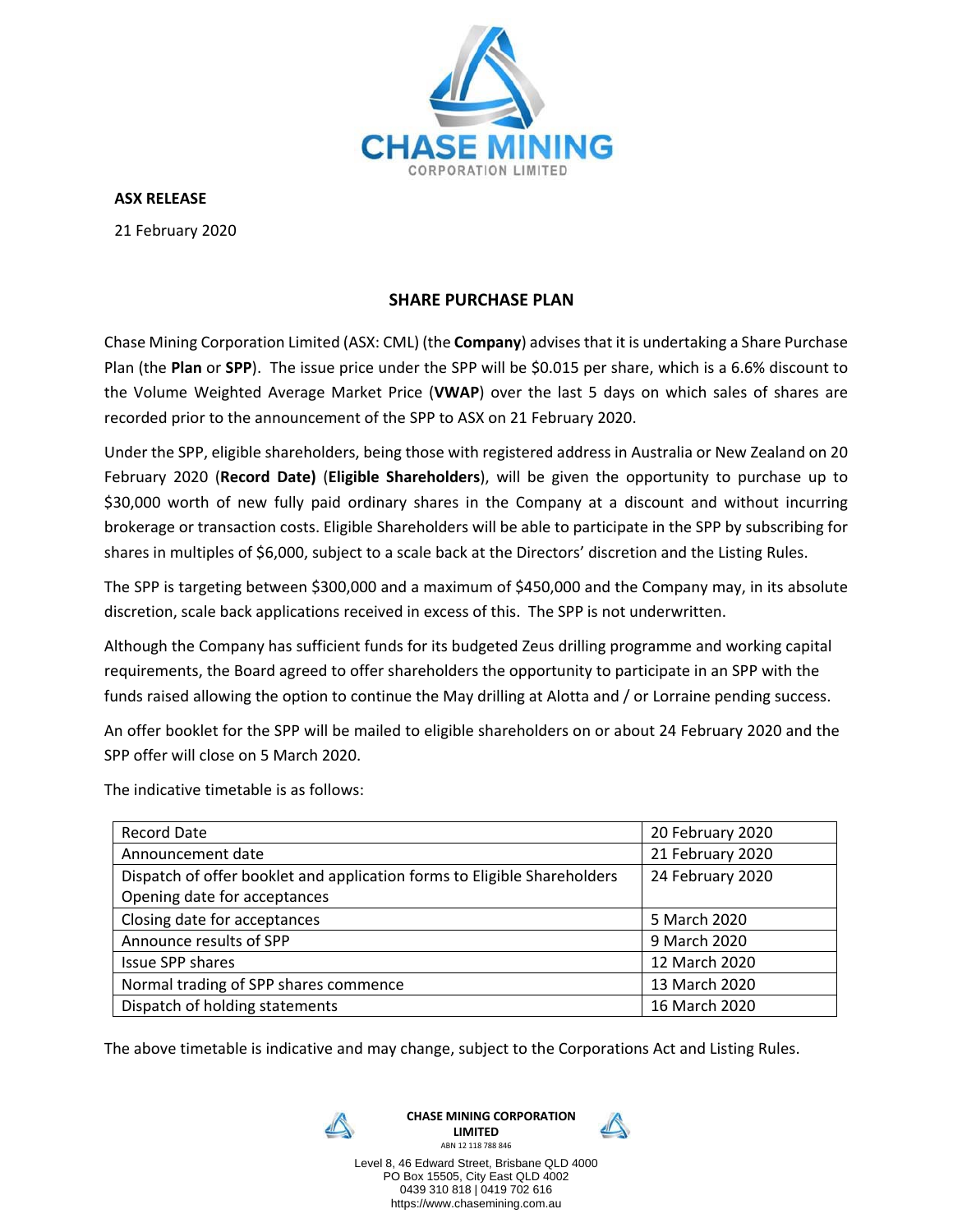**ASX RELEASE**

21 February 2020

## SHARE PURCHASE PLAN

Chase Mining Corporation Limited (ASX: CML) (the **Company**) advises that it is undertaking a Share Purchase Plan (the **Plan** or **SPP**). The issue price under the SPP will be $0.015 per share, which is a 6.6% discount to the Volume Weighted Average Market Price (**VWAP**) over the last 5 days on which sales of shares are recorded prior to the announcement of the SPP to ASX on 21 February 2020.

Under the SPP, eligible shareholders, being those with registered address in Australia or New Zealand on 20 February 2020 (**Record Date)** (**Eligible Shareholders**), will be given the opportunity to purchase up to $30,000 worth of new fully paid ordinary shares in the Company at a discount and without incurring brokerage or transaction costs. Eligible Shareholders will be able to participate in the SPP by subscribing for shares in multiples of $6,000, subject to a scale back at the Directors' discretion and the Listing Rules.

The SPP is targeting between $300,000 and a maximum of $450,000 and the Company may, in its absolute discretion, scale back applications received in excess of this. The SPP is not underwritten.

Although the Company has sufficient funds for its budgeted Zeus drilling programme and working capital requirements, the Board agreed to offer shareholders the opportunity to participate in an SPP with the funds raised allowing the option to continue the May drilling at Alotta and / or Lorraine pending success.

An offer booklet for the SPP will be mailed to eligible shareholders on or about 24 February 2020 and the SPP offer will close on 5 March 2020.

The indicative timetable is as follows:

| Event | Date |
|---|---|
| Record Date | 20 February 2020 |
| Announcement date | 21 February 2020 |
| Dispatch of offer booklet and application forms to Eligible Shareholders<br>Opening date for acceptances | 24 February 2020 |
| Closing date for acceptances | 5 March 2020 |
| Announce results of SPP | 9 March 2020 |
| Issue SPP shares | 12 March 2020 |
| Normal trading of SPP shares commence | 13 March 2020 |
| Dispatch of holding statements | 16 March 2020 |

The above timetable is indicative and may change, subject to the Corporations Act and Listing Rules.

**CHASE MINING CORPORATION LIMITED**
ABN 12 118 788 846
Level 8, 46 Edward Street, Brisbane QLD 4000
PO Box 15505, City East QLD 4002
0439 310 818 | 0419 702 616
https://www.chasemining.com.au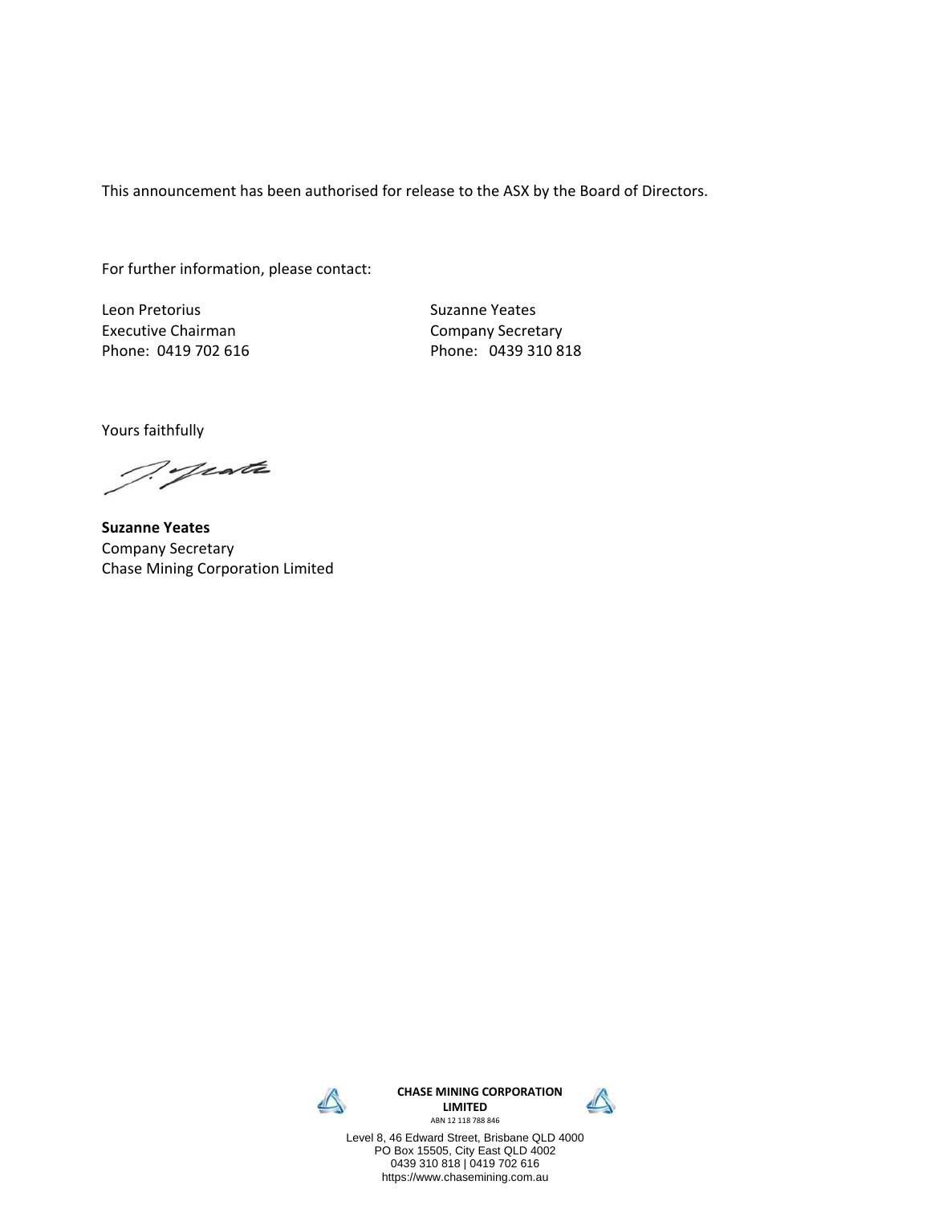This announcement has been authorised for release to the ASX by the Board of Directors.

For further information, please contact:

Leon Pretorius
Executive Chairman
Phone: 0419 702 616

Suzanne Yeates
Company Secretary
Phone: 0439 310 818

Yours faithfully

**Suzanne Yeates**
Company Secretary
Chase Mining Corporation Limited

**CHASE MINING CORPORATION LIMITED**
ABN 12 118 788 846

Level 8, 46 Edward Street, Brisbane QLD 4000
PO Box 15505, City East QLD 4002
0439 310 818 | 0419 702 616
https://www.chasemining.com.au